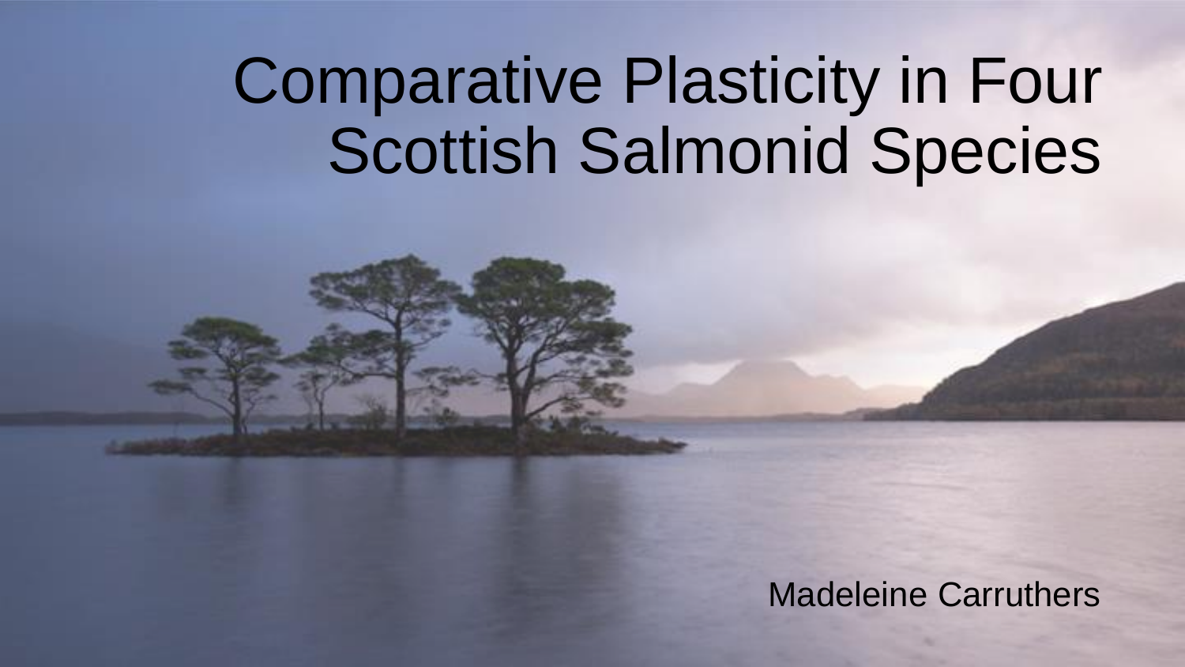# Comparative Plasticity in Four Scottish Salmonid Species

Madeleine Carruthers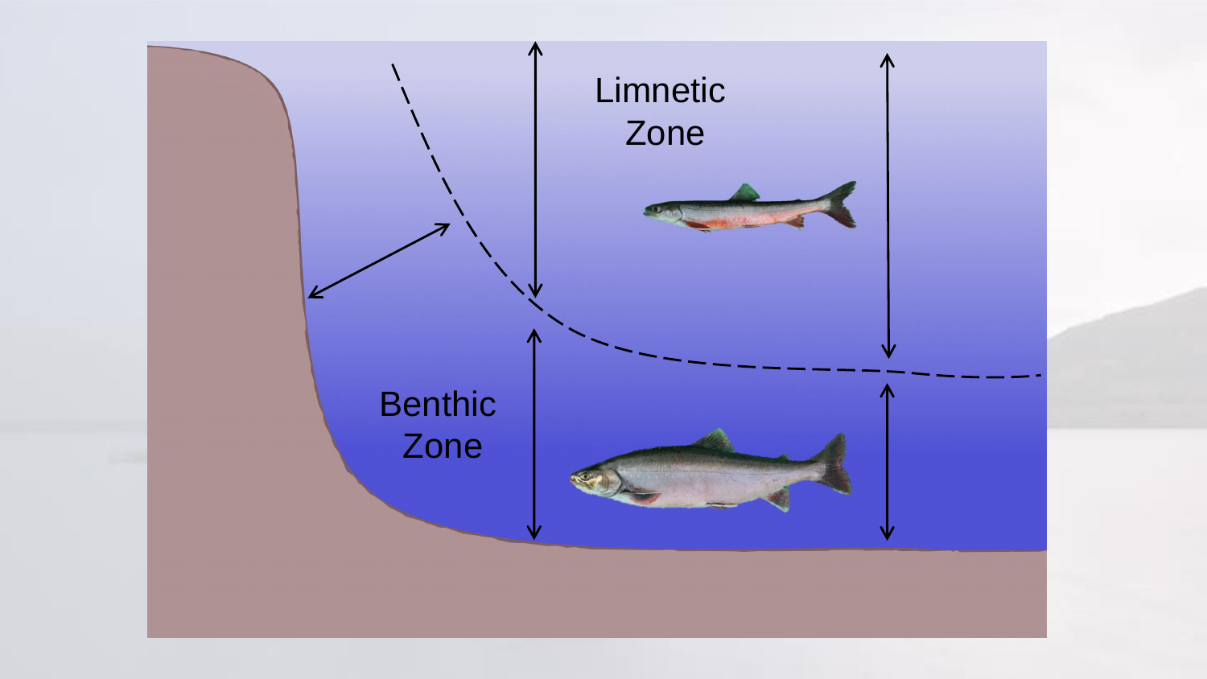Limnetic Zone

Benthic Zone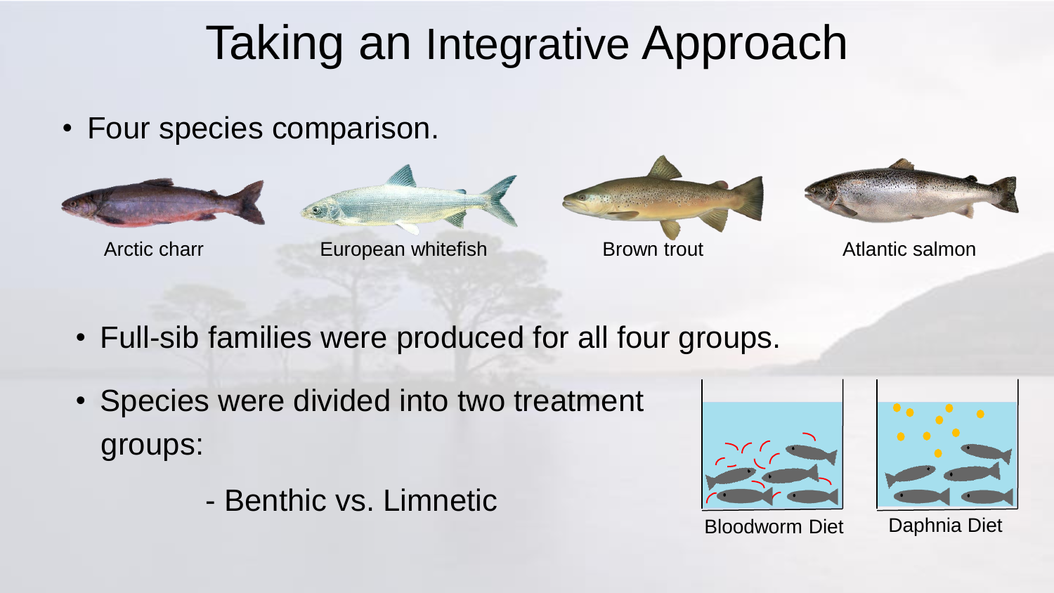# Taking an Integrative Approach

- Four species comparison.

Arctic charr

European whitefish

Brown trout

Atlantic salmon

- Full-sib families were produced for all four groups.
- Species were divided into two treatment groups:

  - Benthic vs. Limnetic

Bloodworm Diet

Daphnia Diet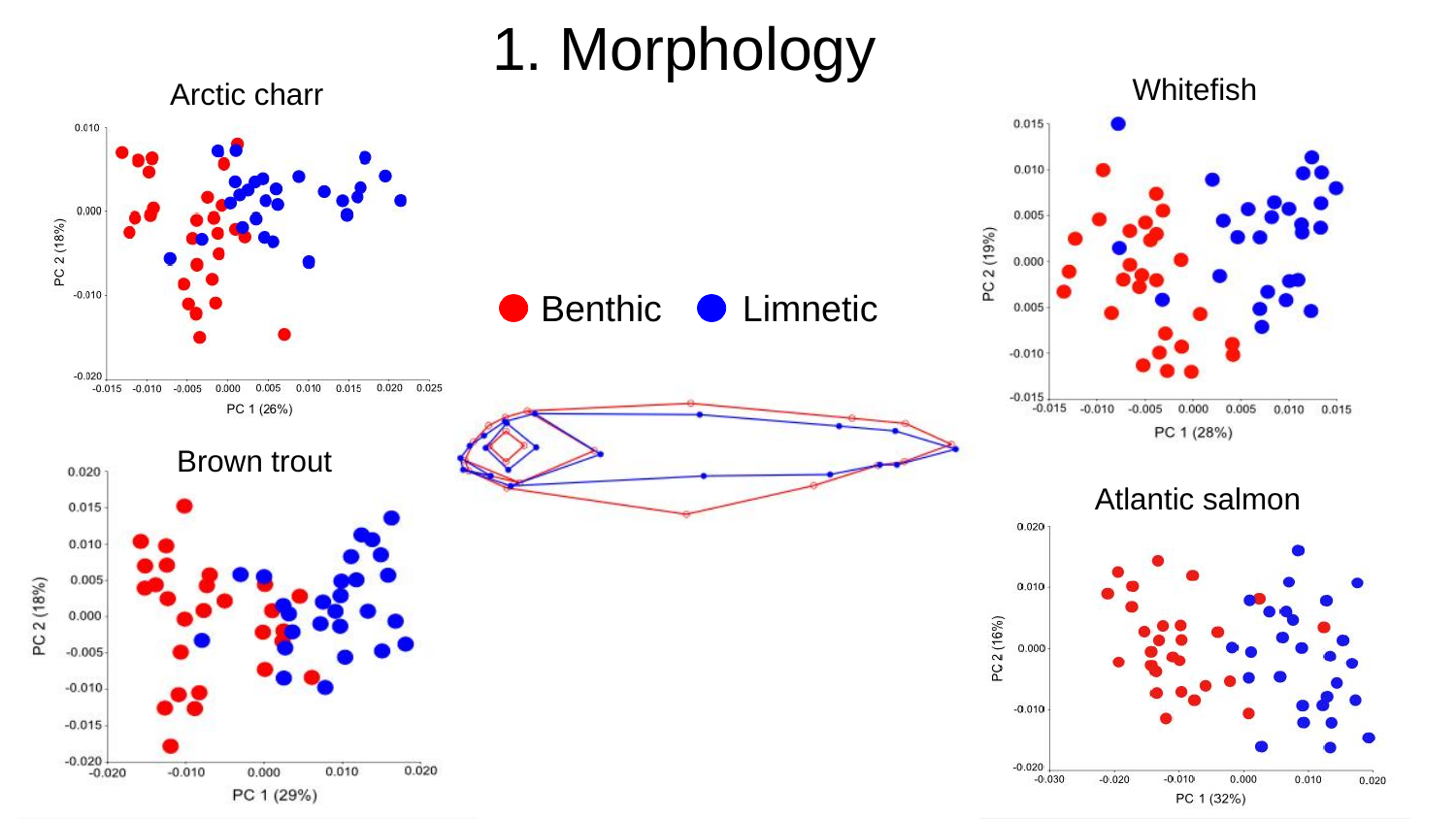# 1. Morphology

Arctic charr

Whitefish

Brown trout

Atlantic salmon

Benthic   Limnetic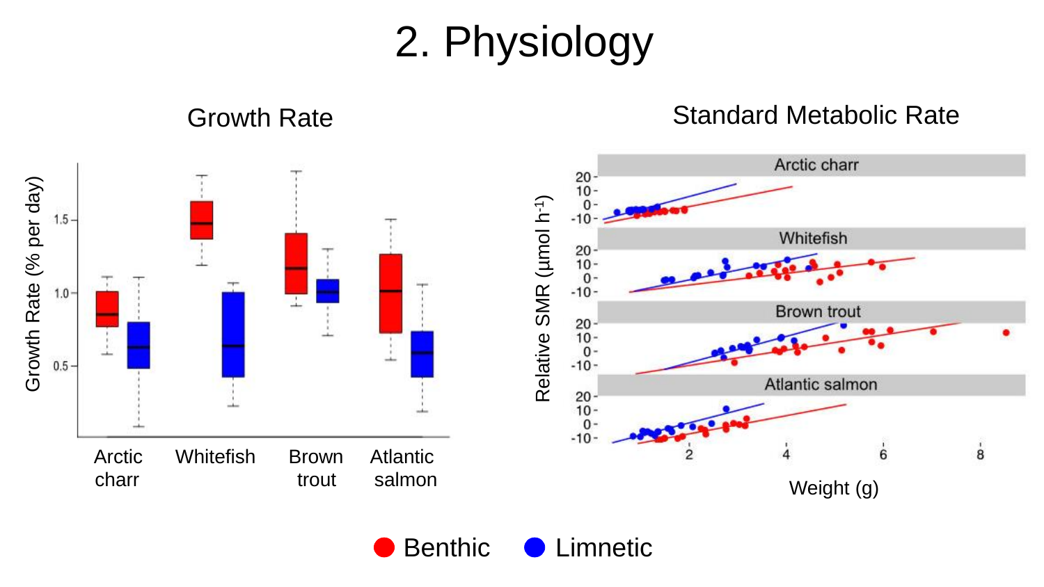# 2. Physiology

Growth Rate

Standard Metabolic Rate

Benthic   Limnetic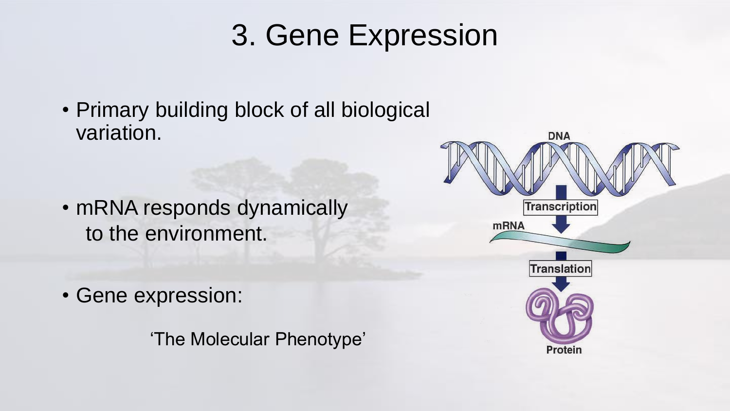# 3. Gene Expression

- Primary building block of all biological variation.
- mRNA responds dynamically to the environment.
- Gene expression:

  'The Molecular Phenotype'

DNA

Transcription

mRNA

Translation

Protein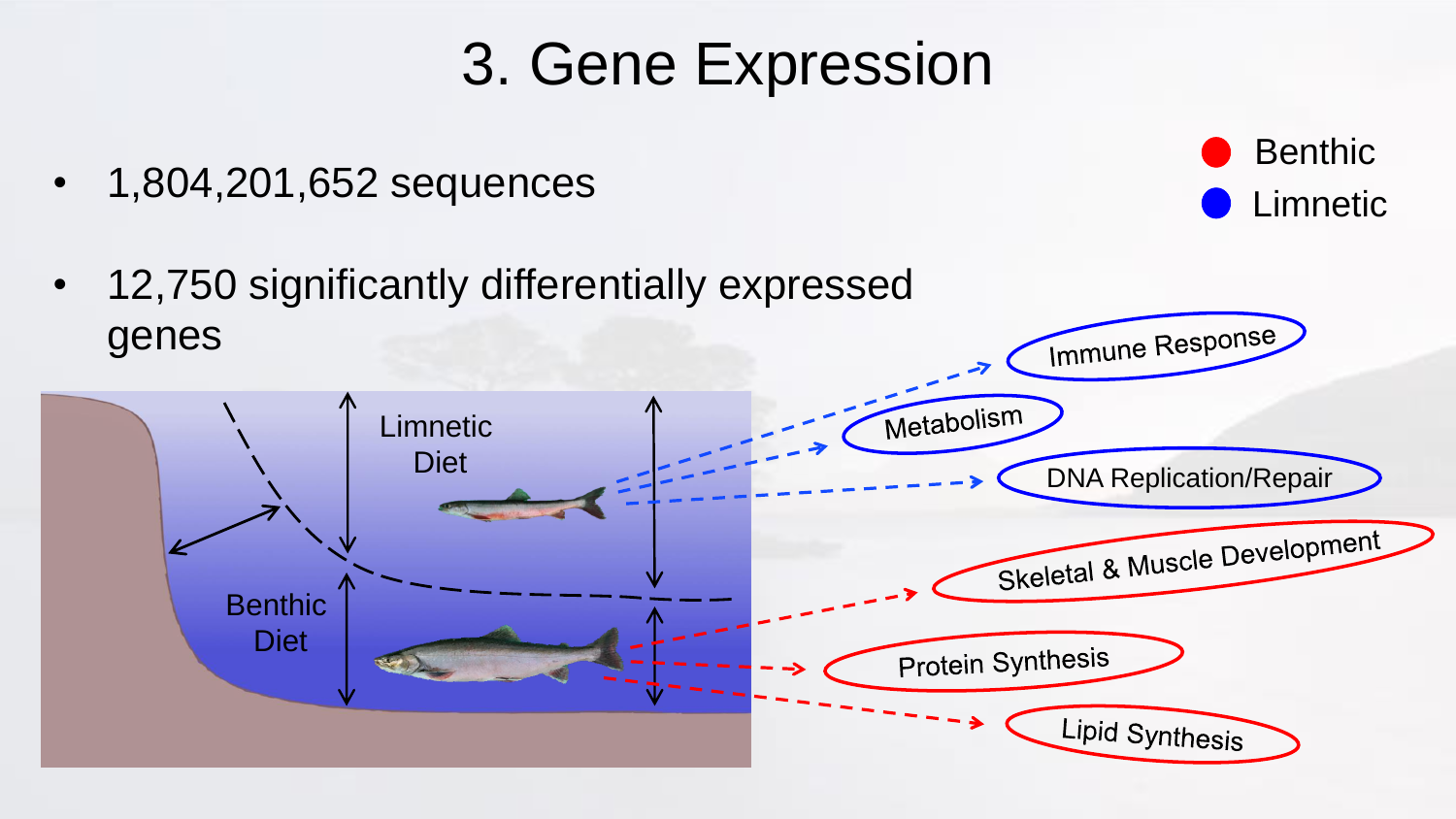# 3. Gene Expression

- 1,804,201,652 sequences
- 12,750 significantly differentially expressed genes

Benthic

Limnetic

Limnetic Diet

Benthic Diet

Immune Response

Metabolism

DNA Replication/Repair

Skeletal & Muscle Development

Protein Synthesis

Lipid Synthesis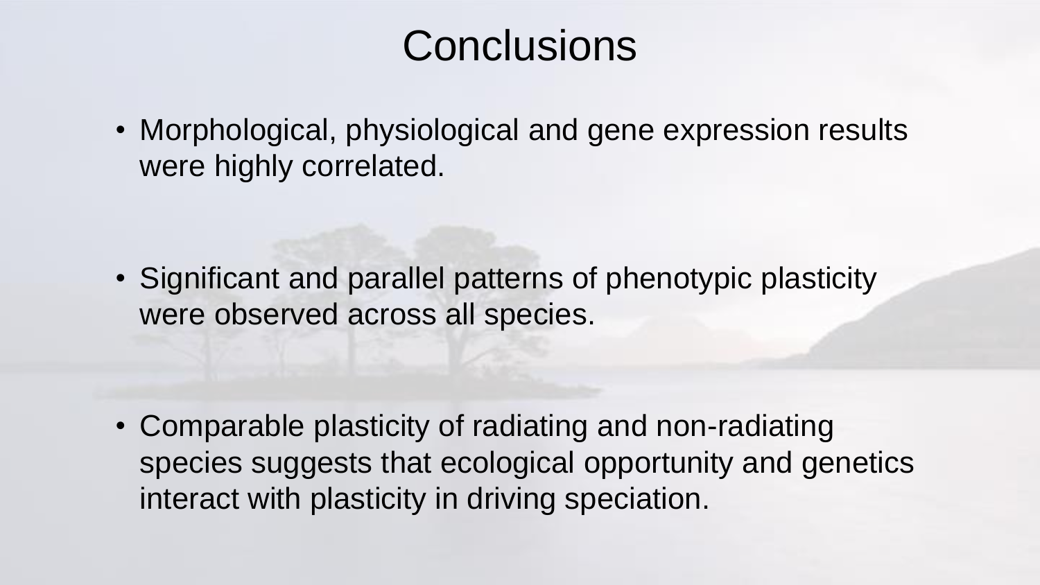# Conclusions

- Morphological, physiological and gene expression results were highly correlated.

- Significant and parallel patterns of phenotypic plasticity were observed across all species.

- Comparable plasticity of radiating and non-radiating species suggests that ecological opportunity and genetics interact with plasticity in driving speciation.